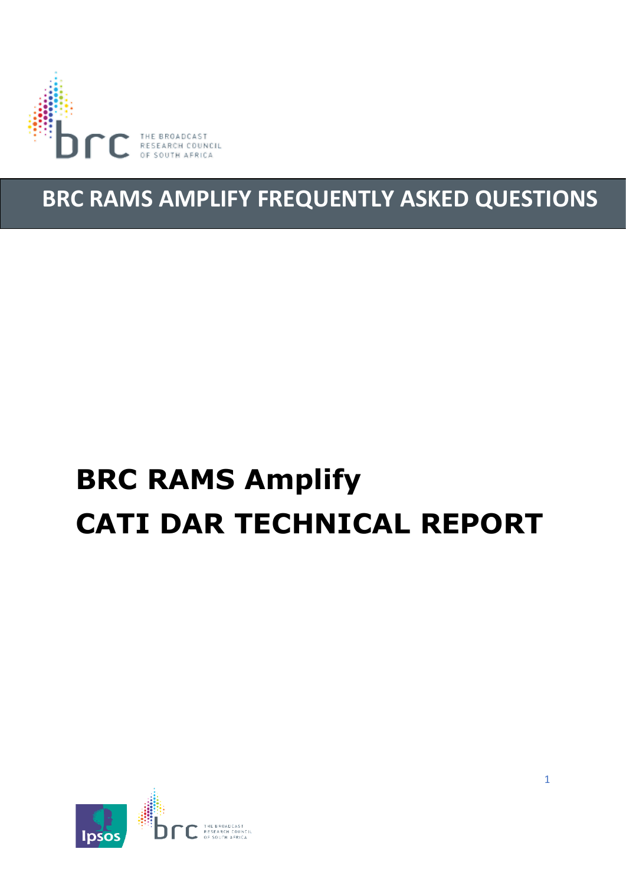# BRC RAMS AMPLIFY FREQUENTLY ASKED QUESTIONS

# BRC RAMS Amplify
# CATI DAR TECHNICAL REPORT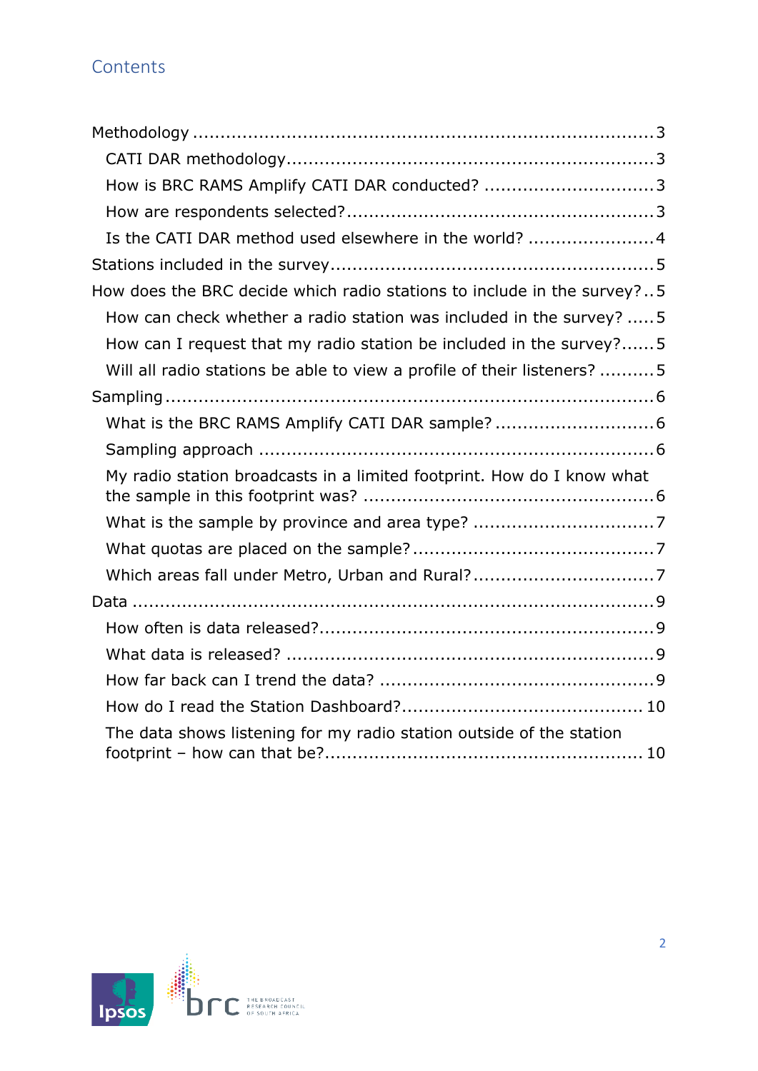## Contents

- Methodology ... 3
  - CATI DAR methodology ... 3
  - How is BRC RAMS Amplify CATI DAR conducted? ... 3
  - How are respondents selected? ... 3
  - Is the CATI DAR method used elsewhere in the world? ... 4
- Stations included in the survey ... 5
- How does the BRC decide which radio stations to include in the survey? ... 5
  - How can check whether a radio station was included in the survey? ... 5
  - How can I request that my radio station be included in the survey? ... 5
  - Will all radio stations be able to view a profile of their listeners? ... 5
- Sampling ... 6
  - What is the BRC RAMS Amplify CATI DAR sample? ... 6
  - Sampling approach ... 6
  - My radio station broadcasts in a limited footprint. How do I know what the sample in this footprint was? ... 6
  - What is the sample by province and area type? ... 7
  - What quotas are placed on the sample? ... 7
  - Which areas fall under Metro, Urban and Rural? ... 7
- Data ... 9
  - How often is data released? ... 9
  - What data is released? ... 9
  - How far back can I trend the data? ... 9
  - How do I read the Station Dashboard? ... 10
  - The data shows listening for my radio station outside of the station footprint – how can that be? ... 10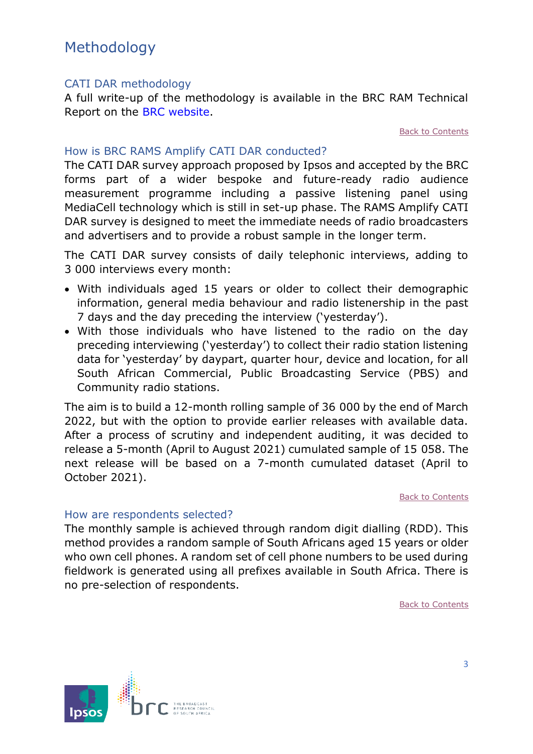# Methodology

## CATI DAR methodology

A full write-up of the methodology is available in the BRC RAM Technical Report on the BRC website.

Back to Contents

## How is BRC RAMS Amplify CATI DAR conducted?

The CATI DAR survey approach proposed by Ipsos and accepted by the BRC forms part of a wider bespoke and future-ready radio audience measurement programme including a passive listening panel using MediaCell technology which is still in set-up phase. The RAMS Amplify CATI DAR survey is designed to meet the immediate needs of radio broadcasters and advertisers and to provide a robust sample in the longer term.

The CATI DAR survey consists of daily telephonic interviews, adding to 3 000 interviews every month:

- With individuals aged 15 years or older to collect their demographic information, general media behaviour and radio listenership in the past 7 days and the day preceding the interview ('yesterday').
- With those individuals who have listened to the radio on the day preceding interviewing ('yesterday') to collect their radio station listening data for 'yesterday' by daypart, quarter hour, device and location, for all South African Commercial, Public Broadcasting Service (PBS) and Community radio stations.

The aim is to build a 12-month rolling sample of 36 000 by the end of March 2022, but with the option to provide earlier releases with available data. After a process of scrutiny and independent auditing, it was decided to release a 5-month (April to August 2021) cumulated sample of 15 058. The next release will be based on a 7-month cumulated dataset (April to October 2021).

Back to Contents

## How are respondents selected?

The monthly sample is achieved through random digit dialling (RDD). This method provides a random sample of South Africans aged 15 years or older who own cell phones. A random set of cell phone numbers to be used during fieldwork is generated using all prefixes available in South Africa. There is no pre-selection of respondents.

Back to Contents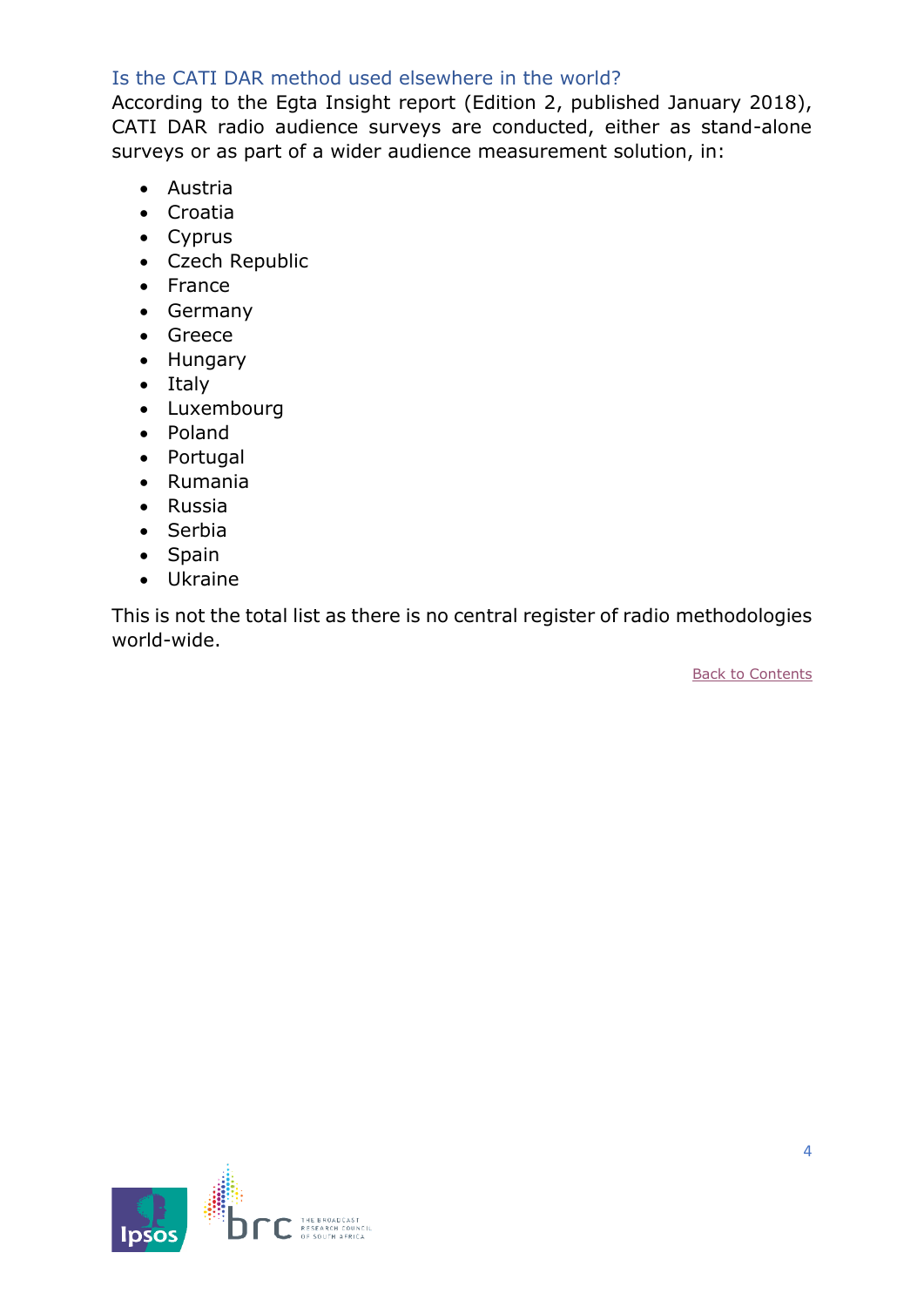## Is the CATI DAR method used elsewhere in the world?

According to the Egta Insight report (Edition 2, published January 2018), CATI DAR radio audience surveys are conducted, either as stand-alone surveys or as part of a wider audience measurement solution, in:

- Austria
- Croatia
- Cyprus
- Czech Republic
- France
- Germany
- Greece
- Hungary
- Italy
- Luxembourg
- Poland
- Portugal
- Rumania
- Russia
- Serbia
- Spain
- Ukraine

This is not the total list as there is no central register of radio methodologies world-wide.

Back to Contents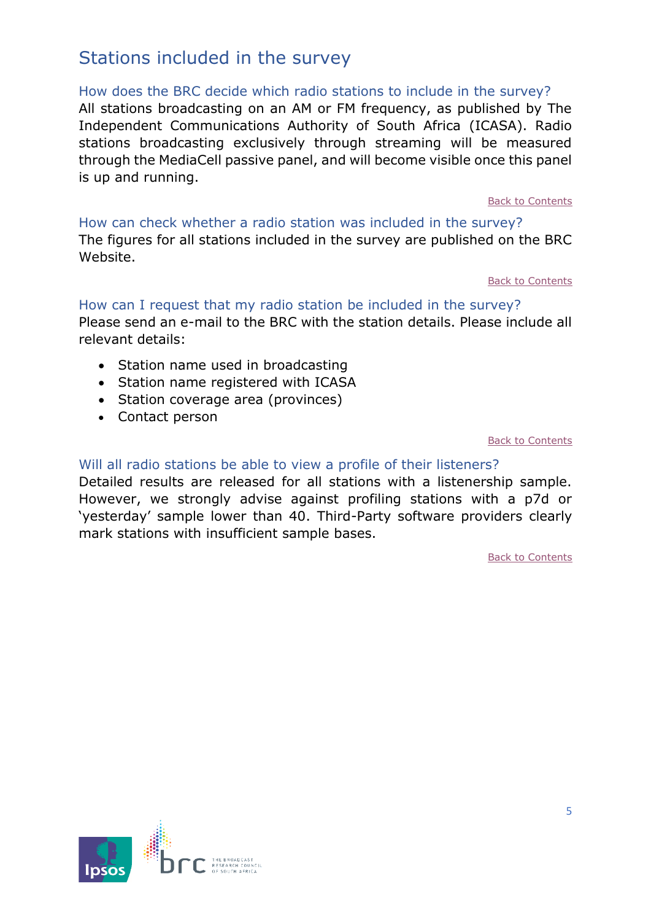## Stations included in the survey

### How does the BRC decide which radio stations to include in the survey?

All stations broadcasting on an AM or FM frequency, as published by The Independent Communications Authority of South Africa (ICASA). Radio stations broadcasting exclusively through streaming will be measured through the MediaCell passive panel, and will become visible once this panel is up and running.

Back to Contents

### How can check whether a radio station was included in the survey?

The figures for all stations included in the survey are published on the BRC Website.

Back to Contents

### How can I request that my radio station be included in the survey?

Please send an e-mail to the BRC with the station details. Please include all relevant details:

- Station name used in broadcasting
- Station name registered with ICASA
- Station coverage area (provinces)
- Contact person

Back to Contents

### Will all radio stations be able to view a profile of their listeners?

Detailed results are released for all stations with a listenership sample. However, we strongly advise against profiling stations with a p7d or 'yesterday' sample lower than 40. Third-Party software providers clearly mark stations with insufficient sample bases.

Back to Contents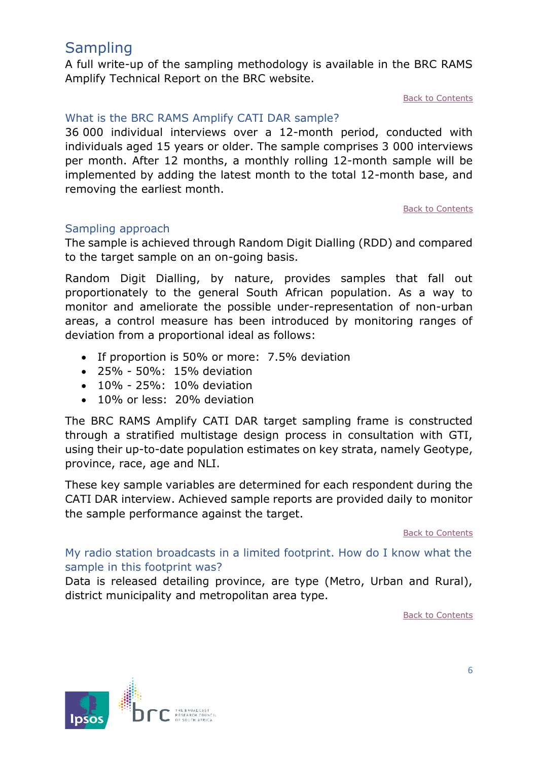# Sampling

A full write-up of the sampling methodology is available in the BRC RAMS Amplify Technical Report on the BRC website.

Back to Contents

## What is the BRC RAMS Amplify CATI DAR sample?

36 000 individual interviews over a 12-month period, conducted with individuals aged 15 years or older. The sample comprises 3 000 interviews per month. After 12 months, a monthly rolling 12-month sample will be implemented by adding the latest month to the total 12-month base, and removing the earliest month.

Back to Contents

## Sampling approach

The sample is achieved through Random Digit Dialling (RDD) and compared to the target sample on an on-going basis.

Random Digit Dialling, by nature, provides samples that fall out proportionately to the general South African population. As a way to monitor and ameliorate the possible under-representation of non-urban areas, a control measure has been introduced by monitoring ranges of deviation from a proportional ideal as follows:

- If proportion is 50% or more: 7.5% deviation
- 25% - 50%: 15% deviation
- 10% - 25%: 10% deviation
- 10% or less: 20% deviation

The BRC RAMS Amplify CATI DAR target sampling frame is constructed through a stratified multistage design process in consultation with GTI, using their up-to-date population estimates on key strata, namely Geotype, province, race, age and NLI.

These key sample variables are determined for each respondent during the CATI DAR interview. Achieved sample reports are provided daily to monitor the sample performance against the target.

Back to Contents

## My radio station broadcasts in a limited footprint. How do I know what the sample in this footprint was?

Data is released detailing province, are type (Metro, Urban and Rural), district municipality and metropolitan area type.

Back to Contents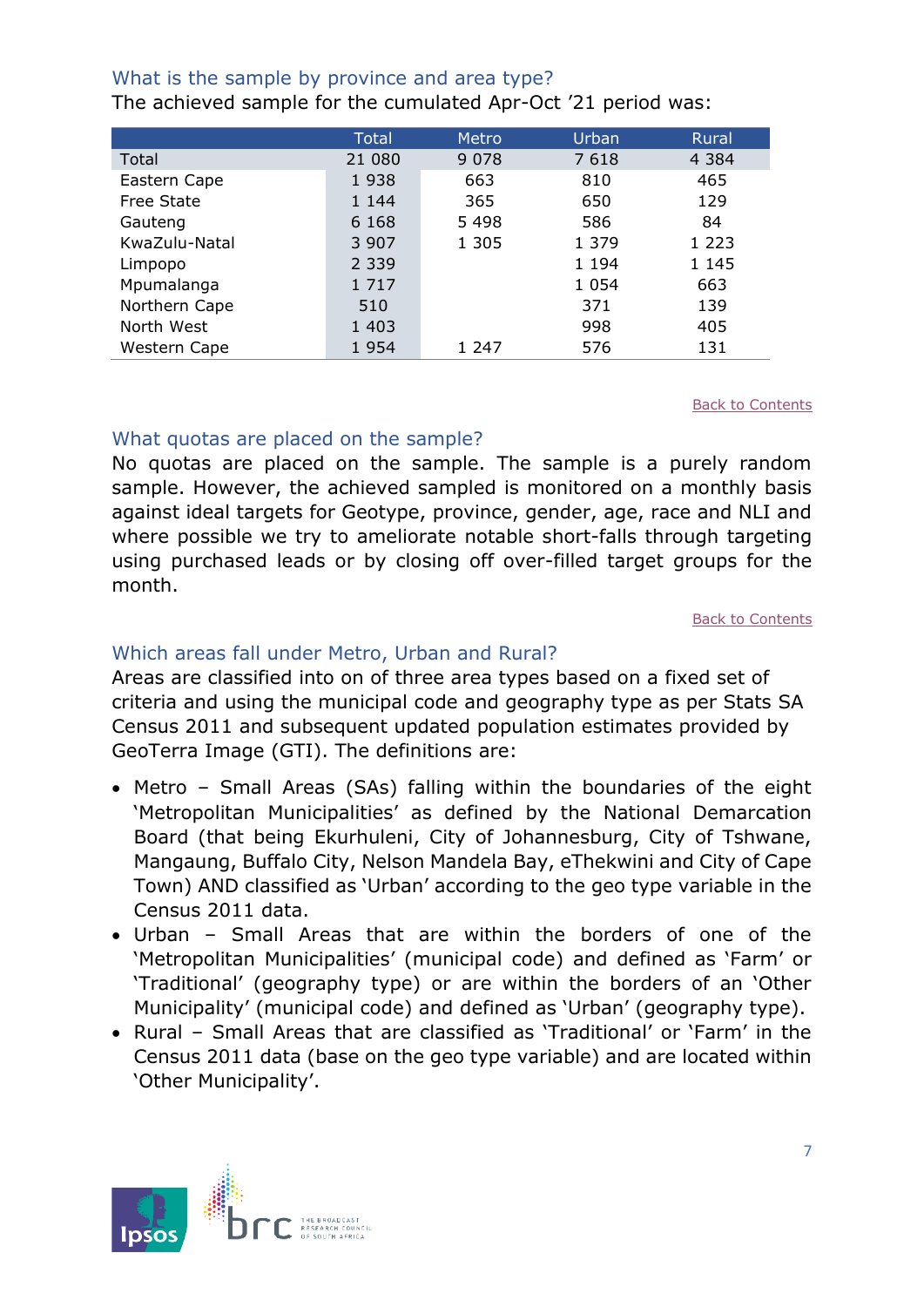## What is the sample by province and area type?

The achieved sample for the cumulated Apr-Oct '21 period was:

| | Total | Metro | Urban | Rural |
|---|---|---|---|---|
| Total | 21 080 | 9 078 | 7 618 | 4 384 |
| Eastern Cape | 1 938 | 663 | 810 | 465 |
| Free State | 1 144 | 365 | 650 | 129 |
| Gauteng | 6 168 | 5 498 | 586 | 84 |
| KwaZulu-Natal | 3 907 | 1 305 | 1 379 | 1 223 |
| Limpopo | 2 339 | | 1 194 | 1 145 |
| Mpumalanga | 1 717 | | 1 054 | 663 |
| Northern Cape | 510 | | 371 | 139 |
| North West | 1 403 | | 998 | 405 |
| Western Cape | 1 954 | 1 247 | 576 | 131 |

Back to Contents

## What quotas are placed on the sample?

No quotas are placed on the sample. The sample is a purely random sample. However, the achieved sampled is monitored on a monthly basis against ideal targets for Geotype, province, gender, age, race and NLI and where possible we try to ameliorate notable short-falls through targeting using purchased leads or by closing off over-filled target groups for the month.

Back to Contents

## Which areas fall under Metro, Urban and Rural?

Areas are classified into on of three area types based on a fixed set of criteria and using the municipal code and geography type as per Stats SA Census 2011 and subsequent updated population estimates provided by GeoTerra Image (GTI). The definitions are:

- Metro – Small Areas (SAs) falling within the boundaries of the eight 'Metropolitan Municipalities' as defined by the National Demarcation Board (that being Ekurhuleni, City of Johannesburg, City of Tshwane, Mangaung, Buffalo City, Nelson Mandela Bay, eThekwini and City of Cape Town) AND classified as 'Urban' according to the geo type variable in the Census 2011 data.
- Urban – Small Areas that are within the borders of one of the 'Metropolitan Municipalities' (municipal code) and defined as 'Farm' or 'Traditional' (geography type) or are within the borders of an 'Other Municipality' (municipal code) and defined as 'Urban' (geography type).
- Rural – Small Areas that are classified as 'Traditional' or 'Farm' in the Census 2011 data (base on the geo type variable) and are located within 'Other Municipality'.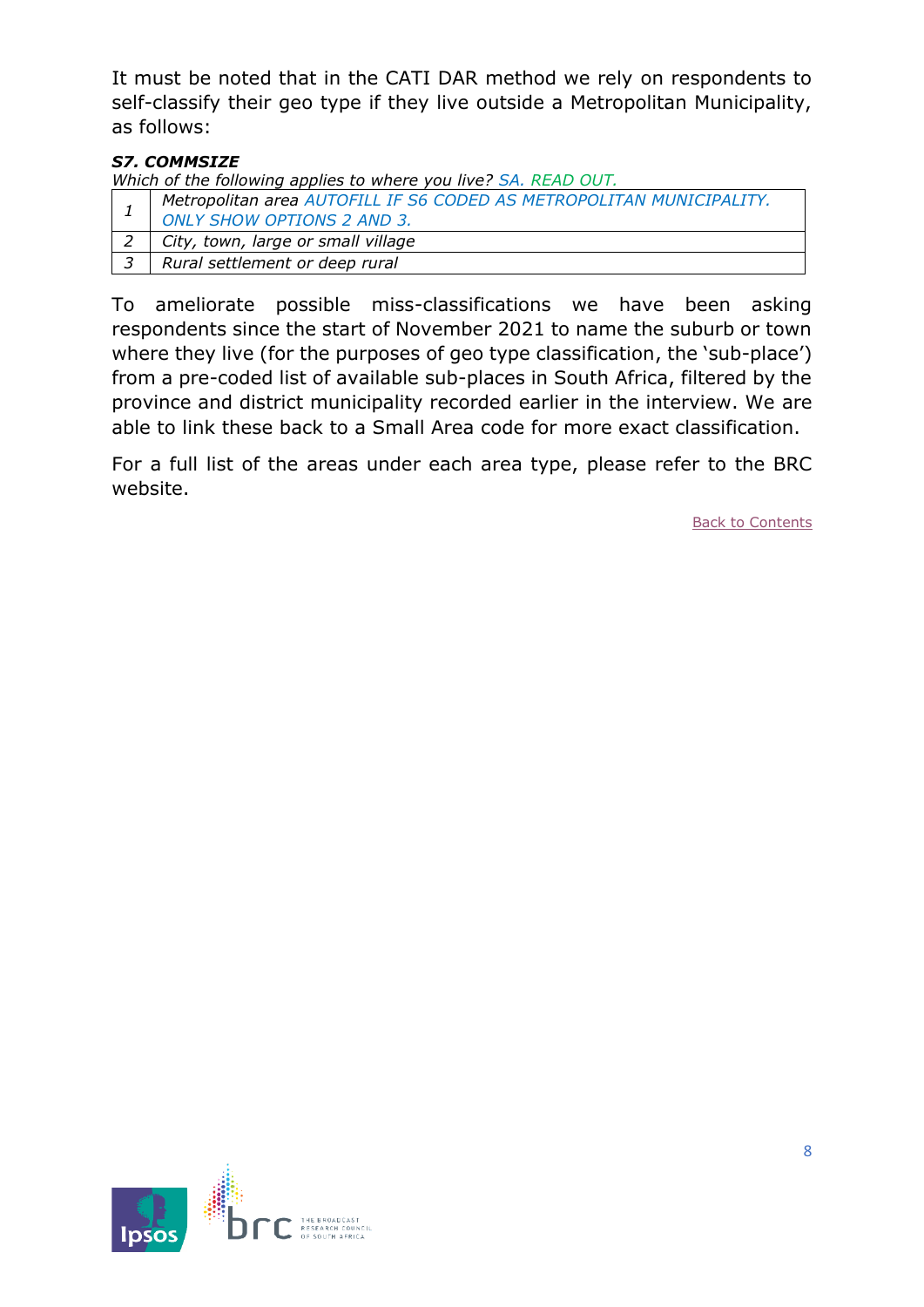It must be noted that in the CATI DAR method we rely on respondents to self-classify their geo type if they live outside a Metropolitan Municipality, as follows:

***S7. COMMSIZE***

*Which of the following applies to where you live? SA. READ OUT.*

| | |
|---|---|
| *1* | *Metropolitan area AUTOFILL IF S6 CODED AS METROPOLITAN MUNICIPALITY. ONLY SHOW OPTIONS 2 AND 3.* |
| *2* | *City, town, large or small village* |
| *3* | *Rural settlement or deep rural* |

To ameliorate possible miss-classifications we have been asking respondents since the start of November 2021 to name the suburb or town where they live (for the purposes of geo type classification, the 'sub-place') from a pre-coded list of available sub-places in South Africa, filtered by the province and district municipality recorded earlier in the interview. We are able to link these back to a Small Area code for more exact classification.

For a full list of the areas under each area type, please refer to the BRC website.

Back to Contents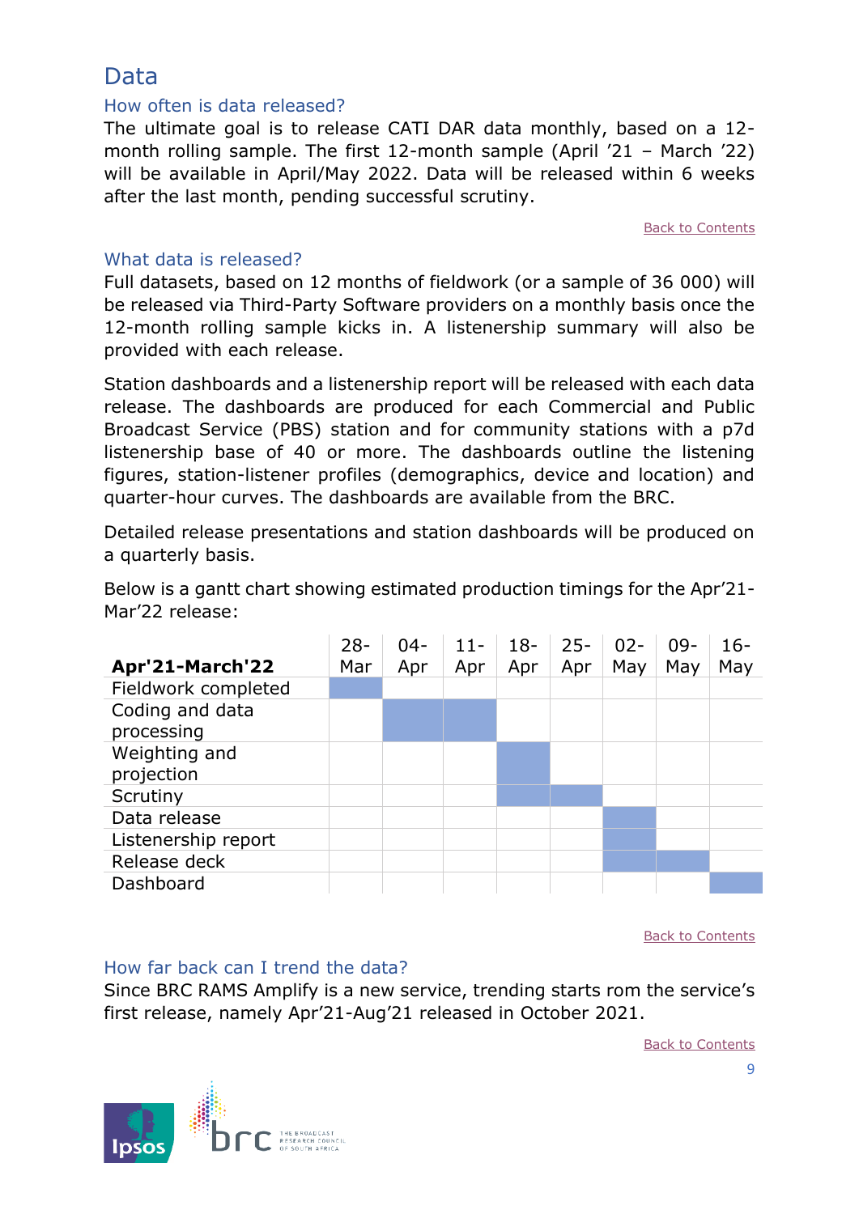# Data

## How often is data released?

The ultimate goal is to release CATI DAR data monthly, based on a 12-month rolling sample. The first 12-month sample (April '21 – March '22) will be available in April/May 2022. Data will be released within 6 weeks after the last month, pending successful scrutiny.

Back to Contents

## What data is released?

Full datasets, based on 12 months of fieldwork (or a sample of 36 000) will be released via Third-Party Software providers on a monthly basis once the 12-month rolling sample kicks in. A listenership summary will also be provided with each release.

Station dashboards and a listenership report will be released with each data release. The dashboards are produced for each Commercial and Public Broadcast Service (PBS) station and for community stations with a p7d listenership base of 40 or more. The dashboards outline the listening figures, station-listener profiles (demographics, device and location) and quarter-hour curves. The dashboards are available from the BRC.

Detailed release presentations and station dashboards will be produced on a quarterly basis.

Below is a gantt chart showing estimated production timings for the Apr'21-Mar'22 release:

**Apr'21-March'22**

28-Mar
04-Apr
11-Apr
18-Apr
25-Apr
02-May
09-May
16-May

Fieldwork completed
Coding and data processing
Weighting and projection
Scrutiny
Data release
Listenership report
Release deck
Dashboard

Back to Contents

## How far back can I trend the data?

Since BRC RAMS Amplify is a new service, trending starts rom the service's first release, namely Apr'21-Aug'21 released in October 2021.

Back to Contents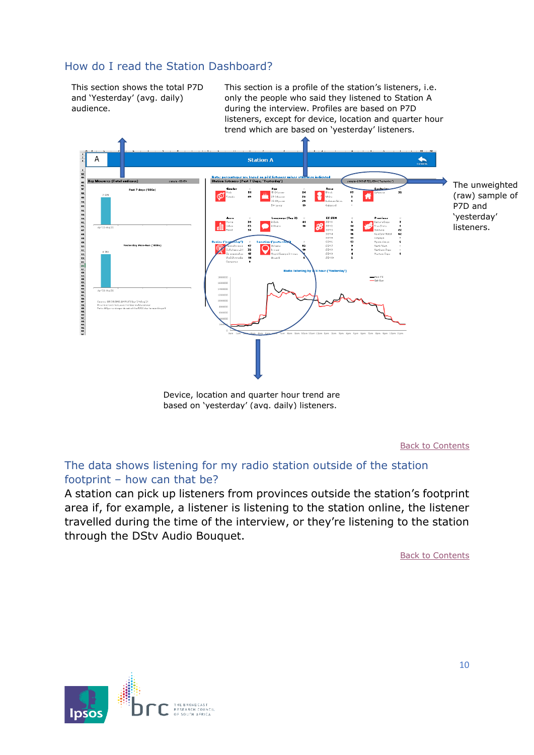## How do I read the Station Dashboard?

This section shows the total P7D and 'Yesterday' (avg. daily) audience.

This section is a profile of the station's listeners, i.e. only the people who said they listened to Station A during the interview. Profiles are based on P7D listeners, except for device, location and quarter hour trend which are based on 'yesterday' listeners.

The unweighted (raw) sample of P7D and 'yesterday' listeners.

Device, location and quarter hour trend are based on 'yesterday' (avg. daily) listeners.

Back to Contents

## The data shows listening for my radio station outside of the station footprint – how can that be?

A station can pick up listeners from provinces outside the station's footprint area if, for example, a listener is listening to the station online, the listener travelled during the time of the interview, or they're listening to the station through the DStv Audio Bouquet.

Back to Contents